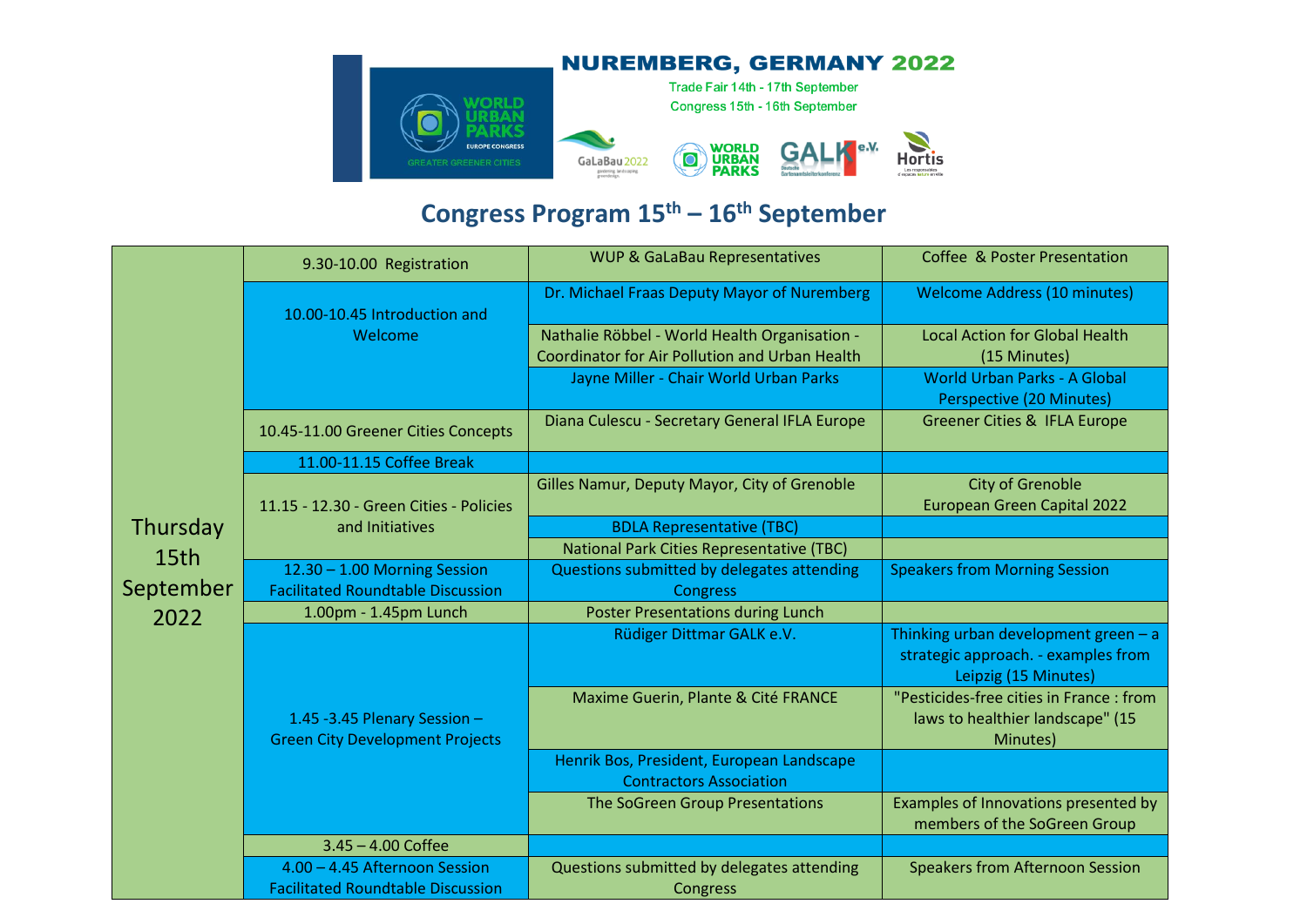**NUREMBERG, GERMANY 2022**

Trade Fair 14th - 17th September

Congress 15th - 16th September

# Congress Program 15th – 16th September

| Day | Time / Session | Speaker | Topic |
|---|---|---|---|
| Thursday 15th September 2022 | 9.30-10.00 Registration | WUP & GaLaBau Representatives | Coffee & Poster Presentation |
| | 10.00-10.45 Introduction and Welcome | Dr. Michael Fraas Deputy Mayor of Nuremberg | Welcome Address (10 minutes) |
| | | Nathalie Röbbel - World Health Organisation - Coordinator for Air Pollution and Urban Health | Local Action for Global Health (15 Minutes) |
| | | Jayne Miller - Chair World Urban Parks | World Urban Parks - A Global Perspective (20 Minutes) |
| | 10.45-11.00 Greener Cities Concepts | Diana Culescu - Secretary General IFLA Europe | Greener Cities & IFLA Europe |
| | 11.00-11.15 Coffee Break | | |
| | 11.15 - 12.30 - Green Cities - Policies and Initiatives | Gilles Namur, Deputy Mayor, City of Grenoble | City of Grenoble European Green Capital 2022 |
| | | BDLA Representative (TBC) | |
| | | National Park Cities Representative (TBC) | |
| | 12.30 – 1.00 Morning Session Facilitated Roundtable Discussion | Questions submitted by delegates attending Congress | Speakers from Morning Session |
| | 1.00pm - 1.45pm Lunch | Poster Presentations during Lunch | |
| | 1.45 -3.45 Plenary Session – Green City Development Projects | Rüdiger Dittmar GALK e.V. | Thinking urban development green – a strategic approach. - examples from Leipzig (15 Minutes) |
| | | Maxime Guerin, Plante & Cité FRANCE | "Pesticides-free cities in France : from laws to healthier landscape" (15 Minutes) |
| | | Henrik Bos, President, European Landscape Contractors Association | |
| | | The SoGreen Group Presentations | Examples of Innovations presented by members of the SoGreen Group |
| | 3.45 – 4.00 Coffee | | |
| | 4.00 – 4.45 Afternoon Session Facilitated Roundtable Discussion | Questions submitted by delegates attending Congress | Speakers from Afternoon Session |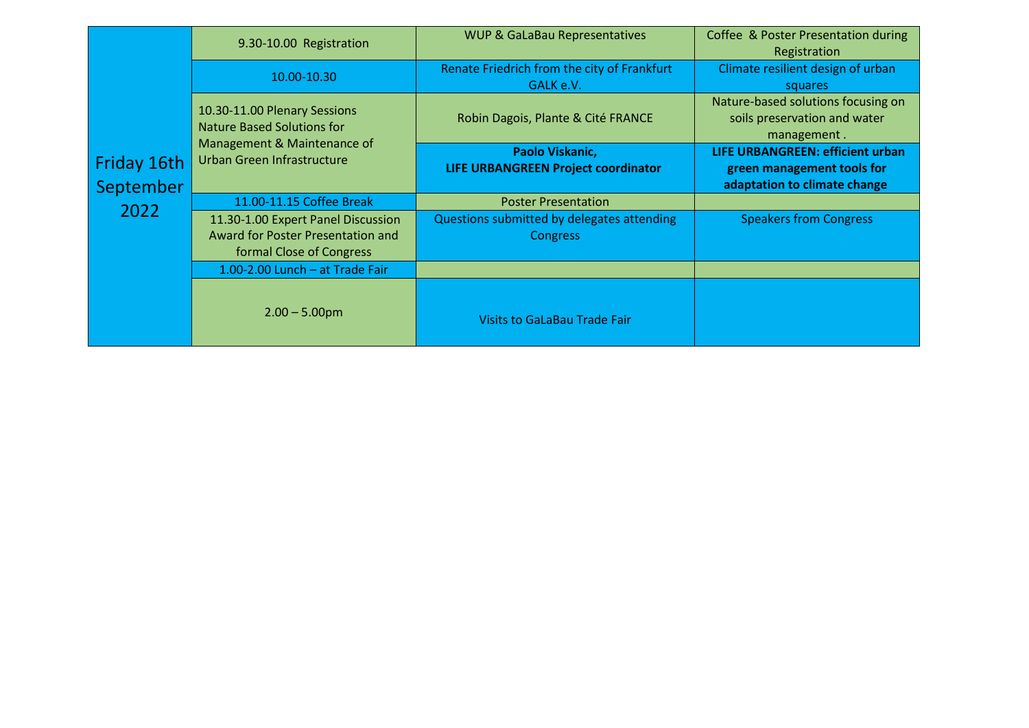| | | | |
|---|---|---|---|
| Friday 16th September 2022 | 9.30-10.00 Registration | WUP & GaLaBau Representatives | Coffee & Poster Presentation during Registration |
| | 10.00-10.30 | Renate Friedrich from the city of Frankfurt GALK e.V. | Climate resilient design of urban squares |
| | 10.30-11.00 Plenary Sessions Nature Based Solutions for Management & Maintenance of Urban Green Infrastructure | Robin Dagois, Plante & Cité FRANCE | Nature-based solutions focusing on soils preservation and water management . |
| | | **Paolo Viskanic, LIFE URBANGREEN Project coordinator** | **LIFE URBANGREEN: efficient urban green management tools for adaptation to climate change** |
| | 11.00-11.15 Coffee Break | Poster Presentation | |
| | 11.30-1.00 Expert Panel Discussion Award for Poster Presentation and formal Close of Congress | Questions submitted by delegates attending Congress | Speakers from Congress |
| | 1.00-2.00 Lunch – at Trade Fair | | |
| | 2.00 – 5.00pm | Visits to GaLaBau Trade Fair | |